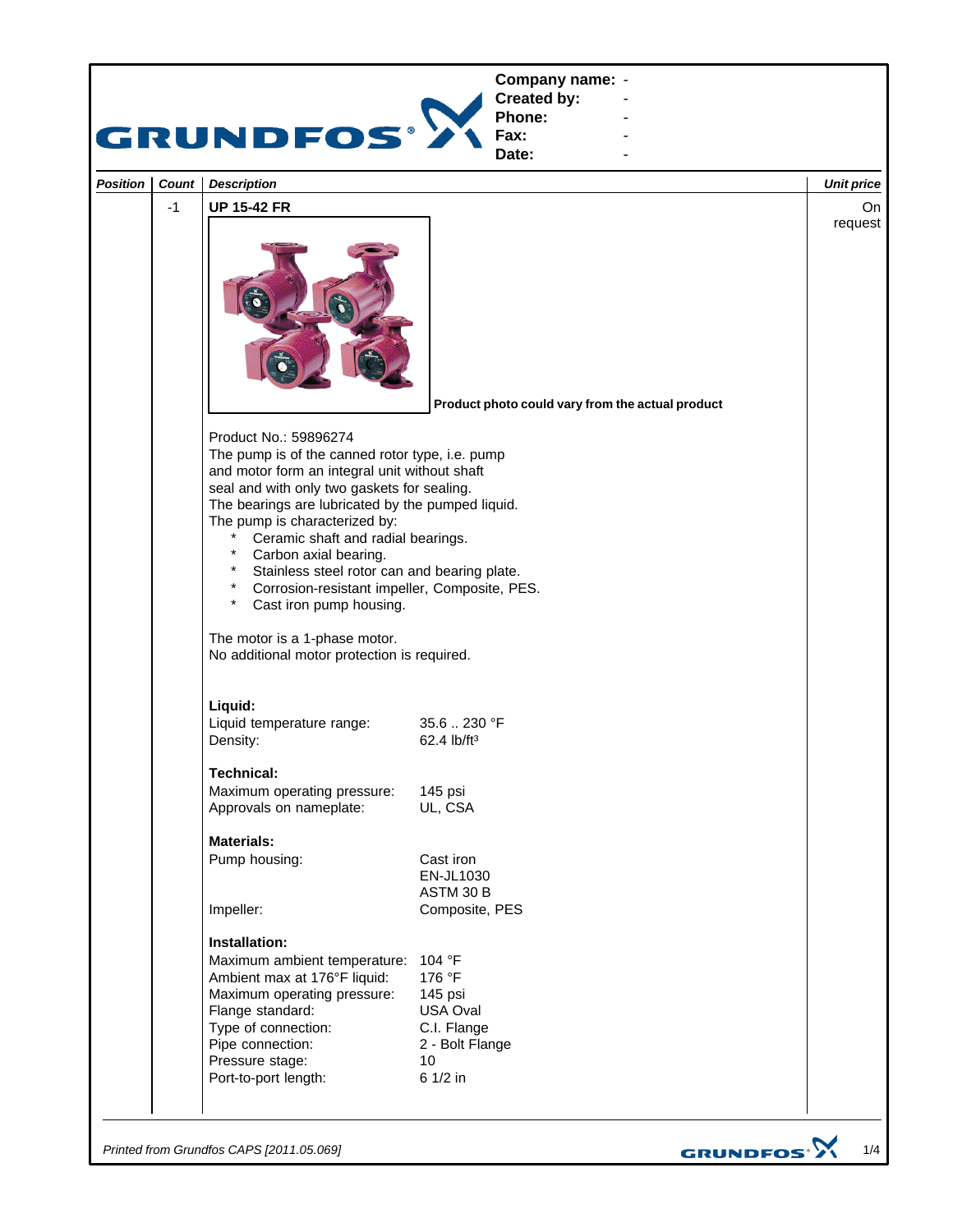| | |
|---|---|
| **Company name:** | - |
| **Created by:** | - |
| **Phone:** | - |
| **Fax:** | - |
| **Date:** | - |

| *Position* | *Count* | *Description* | *Unit price* |
|---|---|---|---|
| | -1 | **UP 15-42 FR** | On request |

**Product photo could vary from the actual product**

Product No.: 59896274
The pump is of the canned rotor type, i.e. pump and motor form an integral unit without shaft seal and with only two gaskets for sealing.
The bearings are lubricated by the pumped liquid.
The pump is characterized by:

- Ceramic shaft and radial bearings.
- Carbon axial bearing.
- Stainless steel rotor can and bearing plate.
- Corrosion-resistant impeller, Composite, PES.
- Cast iron pump housing.

The motor is a 1-phase motor.
No additional motor protection is required.

**Liquid:**

| | |
|---|---|
| Liquid temperature range: | 35.6 .. 230 °F |
| Density: | 62.4 lb/ft³ |

**Technical:**

| | |
|---|---|
| Maximum operating pressure: | 145 psi |
| Approvals on nameplate: | UL, CSA |

**Materials:**

| | |
|---|---|
| Pump housing: | Cast iron<br>EN-JL1030<br>ASTM 30 B |
| Impeller: | Composite, PES |

**Installation:**

| | |
|---|---|
| Maximum ambient temperature: | 104 °F |
| Ambient max at 176°F liquid: | 176 °F |
| Maximum operating pressure: | 145 psi |
| Flange standard: | USA Oval |
| Type of connection: | C.I. Flange |
| Pipe connection: | 2 - Bolt Flange |
| Pressure stage: | 10 |
| Port-to-port length: | 6 1/2 in |

*Printed from Grundfos CAPS [2011.05.069]*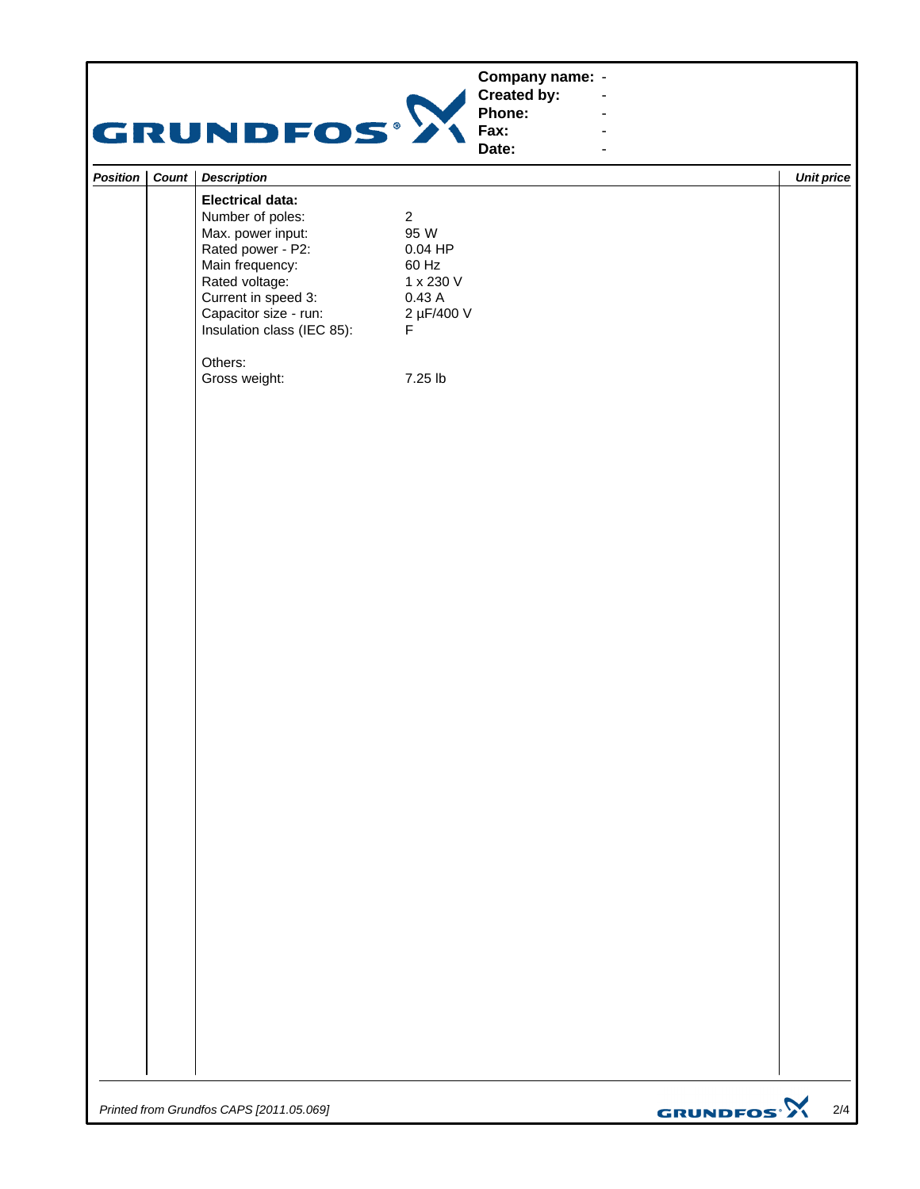Company name: -
Created by: -
Phone: -
Fax: -
Date: -

| Position | Count | Description | Unit price |
|---|---|---|---|
| | | **Electrical data:** | |
| | | Number of poles: 2 | |
| | | Max. power input: 95 W | |
| | | Rated power - P2: 0.04 HP | |
| | | Main frequency: 60 Hz | |
| | | Rated voltage: 1 x 230 V | |
| | | Current in speed 3: 0.43 A | |
| | | Capacitor size - run: 2 µF/400 V | |
| | | Insulation class (IEC 85): F | |
| | | | |
| | | Others: | |
| | | Gross weight: 7.25 lb | |

*Printed from Grundfos CAPS [2011.05.069]*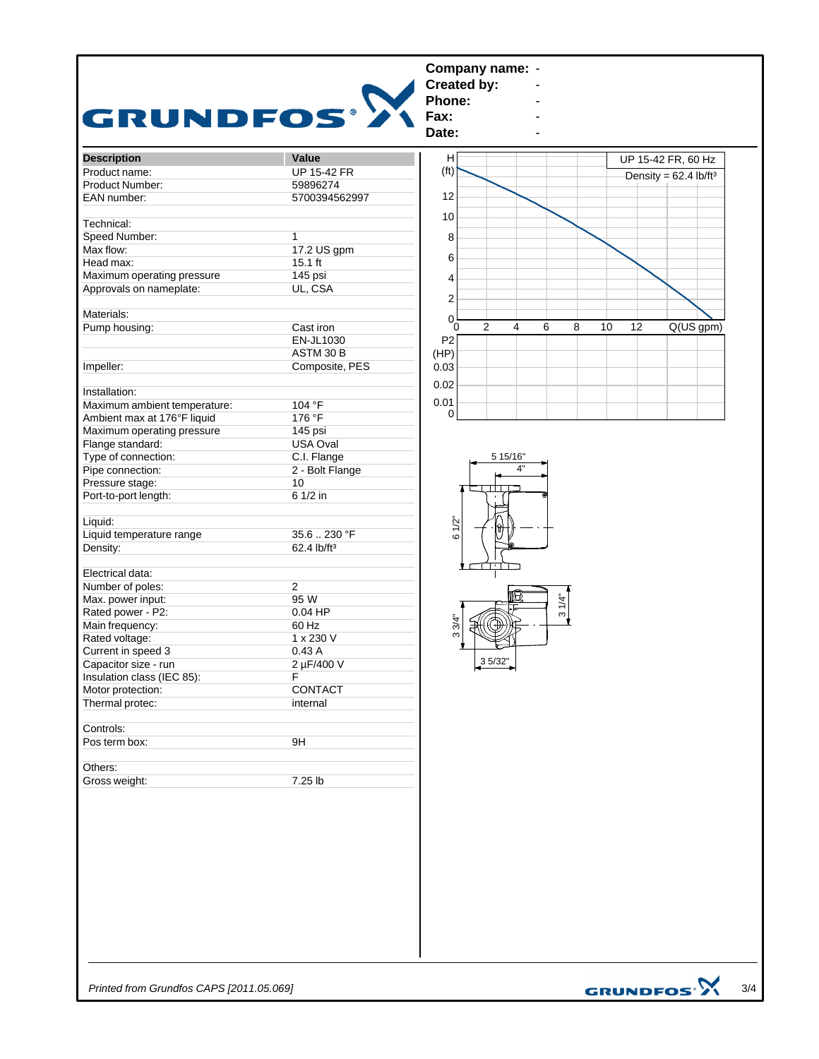**Company name:** -
**Created by:** -
**Phone:** -
**Fax:** -
**Date:** -

| Description | Value |
|---|---|
| Product name: | UP 15-42 FR |
| Product Number: | 59896274 |
| EAN number: | 5700394562997 |
| | |
| Technical: | |
| Speed Number: | 1 |
| Max flow: | 17.2 US gpm |
| Head max: | 15.1 ft |
| Maximum operating pressure | 145 psi |
| Approvals on nameplate: | UL, CSA |
| | |
| Materials: | |
| Pump housing: | Cast iron |
| | EN-JL1030 |
| | ASTM 30 B |
| Impeller: | Composite, PES |
| | |
| Installation: | |
| Maximum ambient temperature: | 104 °F |
| Ambient max at 176°F liquid | 176 °F |
| Maximum operating pressure | 145 psi |
| Flange standard: | USA Oval |
| Type of connection: | C.I. Flange |
| Pipe connection: | 2 - Bolt Flange |
| Pressure stage: | 10 |
| Port-to-port length: | 6 1/2 in |
| | |
| Liquid: | |
| Liquid temperature range | 35.6 .. 230 °F |
| Density: | 62.4 lb/ft³ |
| | |
| Electrical data: | |
| Number of poles: | 2 |
| Max. power input: | 95 W |
| Rated power - P2: | 0.04 HP |
| Main frequency: | 60 Hz |
| Rated voltage: | 1 x 230 V |
| Current in speed 3 | 0.43 A |
| Capacitor size - run | 2 µF/400 V |
| Insulation class (IEC 85): | F |
| Motor protection: | CONTACT |
| Thermal protec: | internal |
| | |
| Controls: | |
| Pos term box: | 9H |
| | |
| Others: | |
| Gross weight: | 7.25 lb |

UP 15-42 FR, 60 Hz
Density = 62.4 lb/ft³

H (ft): 0, 2, 4, 6, 8, 10, 12
Q(US gpm): 0, 2, 4, 6, 8, 10, 12
P2 (HP): 0, 0.01, 0.02, 0.03

Dimensions: 5 15/16", 4", 6 1/2", 3 1/4", 3 3/4", 3 5/32"

*Printed from Grundfos CAPS [2011.05.069]*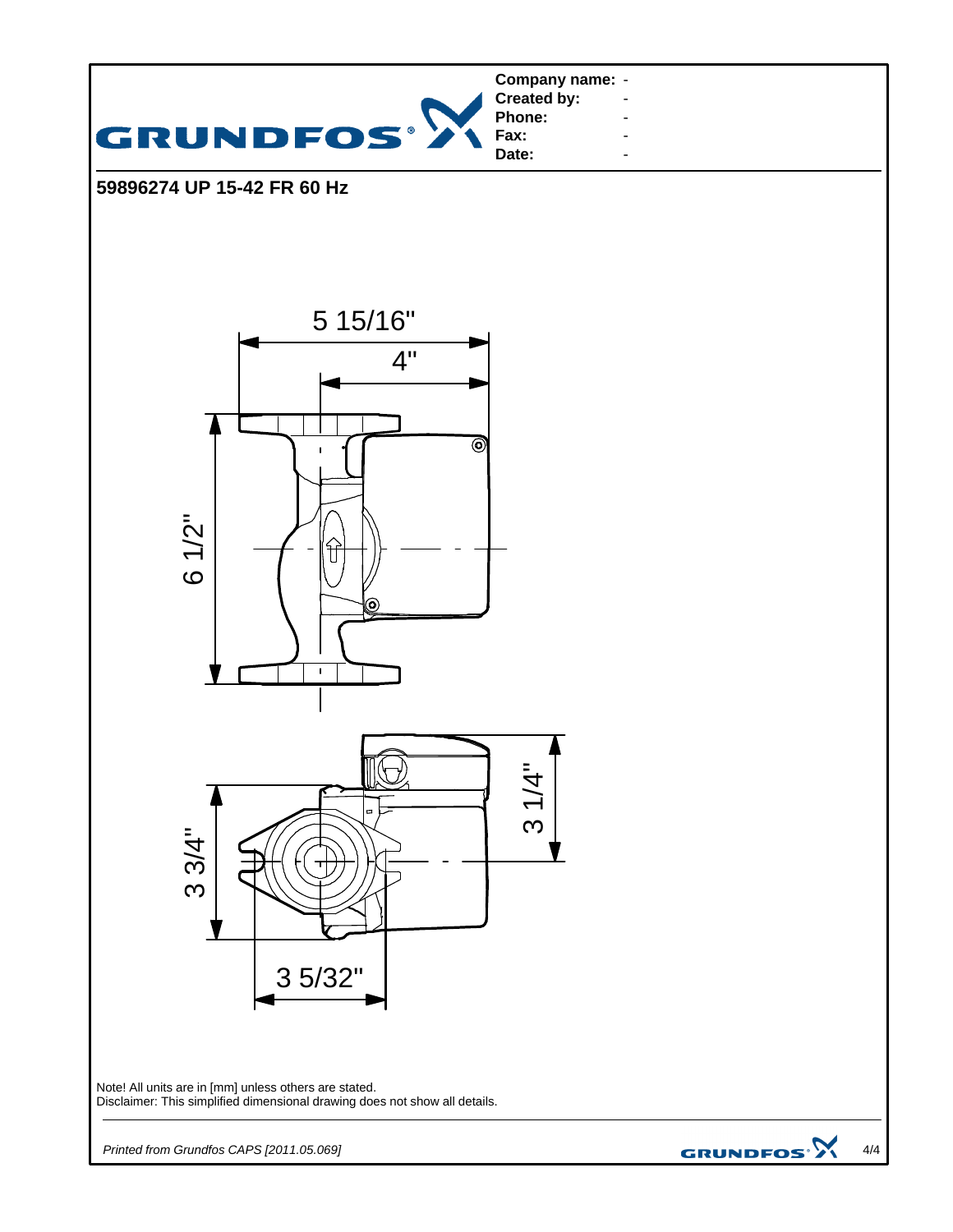**Company name:** -
**Created by:** -
**Phone:** -
**Fax:** -
**Date:** -

## 59896274 UP 15-42 FR 60 Hz

5 15/16"

4"

6 1/2"

3 1/4"

3 3/4"

3 5/32"

Note! All units are in [mm] unless others are stated.
Disclaimer: This simplified dimensional drawing does not show all details.

*Printed from Grundfos CAPS [2011.05.069]*